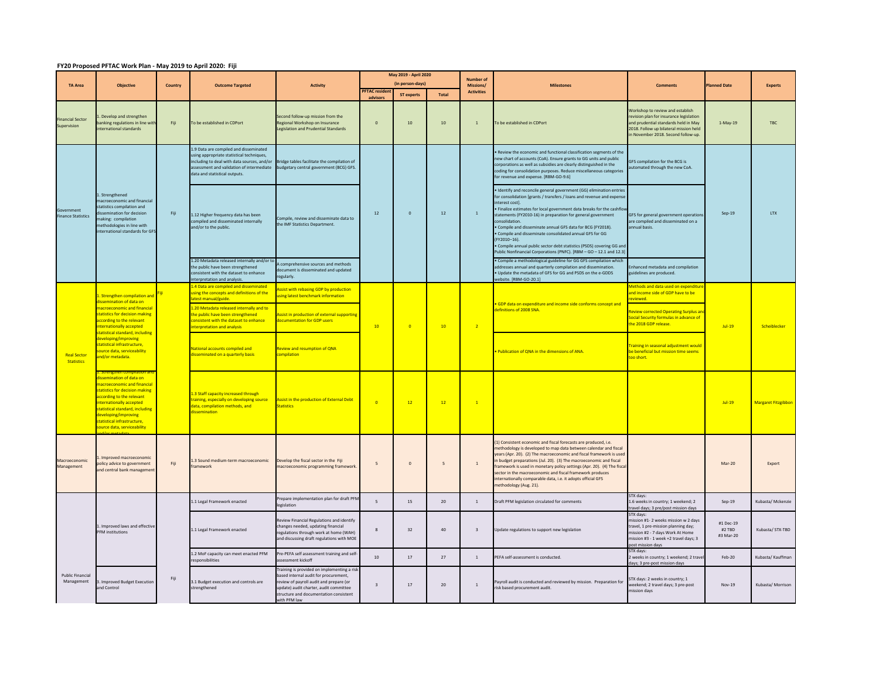## FY20 Proposed PFTAC Work Plan - May 2019 to April 2020: Fiji

| TA Area | Objective | Country | Outcome Targeted | Activity | May 2019 - April 2020 (in person-days) | | | Number of Missions/ Activities | Milestones | Comments | Planned Date | Experts |
|---|---|---|---|---|---|---|---|---|---|---|---|---|
| | | | | | PFTAC resident advisors | ST experts | Total | | | | | |
| Financial Sector Supervision | 1. Develop and strengthen banking regulations in line with international standards | Fiji | To be established in CDPort | Second follow-up mission from the Regional Workshop on Insurance Legislation and Prudential Standards | 0 | 10 | 10 | 1 | To be established in CDPort | Workshop to review and establish revision plan for insurance legislation and prudential standards held in May 2018. Follow up bilateral mission held in November 2018. Second follow-up. | 1-May-19 | TBC |
| Government Finance Statistics | 1. Strengthened macroeconomic and financial statistics compilation and dissemination for decision making: compilation methodologies in line with international standards for GFS | Fiji | 1.9 Data are compiled and disseminated using appropriate statistical techniques, including to deal with data sources, and/or assessment and validation of intermediate data and statistical outputs. | Bridge tables facilitate the compilation of budgetary central government (BCG) GFS. | 12 | 0 | 12 | 1 | • Review the economic and functional classification segments of the new chart of accounts (CoA). Ensure grants to GG units and public corporations as well as subsidies are clearly distinguished in the coding for consolidation purposes. Reduce miscellaneous categories for revenue and expense. [RBM-GO-9.6] | GFS compilation for the BCG is automated through the new CoA. | Sep-19 | LTX |
| | | | 1.12 Higher frequency data has been compiled and disseminated internally and/or to the public. | Compile, review and disseminate data to the IMF Statistics Department. | | | | | • Identify and reconcile general government (GG) elimination entries for consolidation [grants / transfers / loans and revenue and expense interest cost].<br>• Finalize estimates for local government data breaks for the cashflow statements (FY2010-16) in preparation for general government consolidation.<br>• Compile and disseminate annual GFS data for BCG (FY2018).<br>• Compile and disseminate consolidated annual GFS for GG (FY2010–16).<br>• Compile annual public sector debt statistics (PSDS) covering GG and Public Nonfinancial Corporations (PNFC). [RBM – GO – 12.1 and 12.3] | GFS for general government operations are compiled and disseminated on a annual basis. | | |
| | | | 1.20 Metadata released internally and/or to the public have been strengthened consistent with the dataset to enhance interpretation and analysis. | A comprehensive sources and methods document is disseminated and updated regularly. | | | | | • Compile a methodological guideline for GG GFS compilation which addresses annual and quarterly compilation and dissemination.<br>• Update the metadata of GFS for GG and PSDS on the e-GDDS website. [RBM-GO-20.1] | Enhanced metadata and compilation guidelines are produced. | | |
| Real Sector Statistics | 1. Strengthen compilation and dissemination of data on macroeconomic and financial statistics for decision making according to the relevant internationally accepted statistical standard, including developing/improving statistical infrastructure, source data, serviceability and/or metadata. | Fiji | 1.4 Data are compiled and disseminated using the concepts and definitions of the latest manual/guide. | Assist with rebasing GDP by production using latest benchmark information | 10 | 0 | 10 | 2 | • GDP data on expenditure and income side conforms concept and definitions of 2008 SNA. | Methods and data used on expenditure and income side of GDP have to be reviewed. | Jul-19 | Scheiblecker |
| | | | 1.20 Metadata released internally and to the public have been strengthened consistent with the dataset to enhance interpretation and analysis | Assist in production of external supporting documentation for GDP users | | | | | | Review corrected Operating Surplus and Social Security formulas in advance of the 2018 GDP release. | | |
| | | | National accounts compiled and disseminated on a quarterly basis | Review and resumption of QNA compilation | | | | | • Publication of QNA in the dimensions of ANA. | Training in seasonal adjustment would be beneficial but mission time seems too short. | | |
| | 1. Strengthen compilation and dissemination of data on macroeconomic and financial statistics for decision making according to the relevant internationally accepted statistical standard, including developing/improving statistical infrastructure, source data, serviceability and/or metadata. | | 1.3 Staff capacity increased through training, especially on developing source data, compilation methods, and dissemination | Assist in the production of External Debt Statistics | 0 | 12 | 12 | 1 | | | Jul-19 | Margaret Fitzgibbon |
| Macroeconomic Management | 1. Improved macroeconomic policy advice to government and central bank management | Fiji | 1.3 Sound medium-term macroeconomic framework | Develop the fiscal sector in the Fiji macroeconomic programming framework. | 5 | 0 | 5 | 1 | (1) Consistent economic and fiscal forecasts are produced, i.e. methodology is developed to map data between calendar and fiscal years (Apr. 20). (2) The macroeconomic and fiscal framework is used in budget preparations (Jul. 20). (3) The macroeconomic and fiscal framework is used in monetary policy settings (Apr. 20). (4) The fiscal sector in the macroeconomic and fiscal framework produces internationally comparable data, i.e. it adopts official GFS methodology (Aug. 21). | | Mar-20 | Expert |
| Public Financial Management | 1. Improved laws and effective PFM institutions | Fiji | 1.1 Legal Framework enacted | Prepare implementation plan for draft PFM legislation | 5 | 15 | 20 | 1 | Draft PFM legislation circulated for comments | STX days:<br>1.6 weeks in country; 1 weekend; 2 travel days; 3 pre/post mission days | Sep-19 | Kubasta/ Mckenzie |
| | | | 1.1 Legal Framework enacted | Review Financial Regulations and identify changes needed, updating financial regulations through work at home (WAH) and discussing draft regulations with MOE | 8 | 32 | 40 | 3 | Update regulations to support new legislation | STX days:<br>mission #1- 2 weeks mission w 2 days travel, 1 pre-mission planning day;<br>mission #2 - 7 days Work At Home<br>mission #3 - 1 week +2 travel days; 3 post mission days | #1 Dec-19<br>#2 TBD<br>#3 Mar-20 | Kubasta/ STX-TBD |
| | | | 1.2 MoF capacity can meet enacted PFM responsibilities | Pre-PEFA self assessment training and self-assessment kickoff | 10 | 17 | 27 | 1 | PEFA self-assessment is conducted. | STX days:<br>2 weeks in country; 1 weekend; 2 travel days; 3 pre-post mission days | Feb-20 | Kubasta/ Kauffman |
| | 3. Improved Budget Execution and Control | | 3.1 Budget execution and controls are strengthened | Training is provided on implementing a risk based internal audit for procurement, review of payroll audit and prepare (or update) audit charter, audit committee structure and documentation consistent with PFM law | 3 | 17 | 20 | 1 | Payroll audit is conducted and reviewed by mission. Preparation for risk based procurement audit. | STX days: 2 weeks in country; 1 weekend; 2 travel days; 3 pre-post mission days | Nov-19 | Kubasta/ Morrison |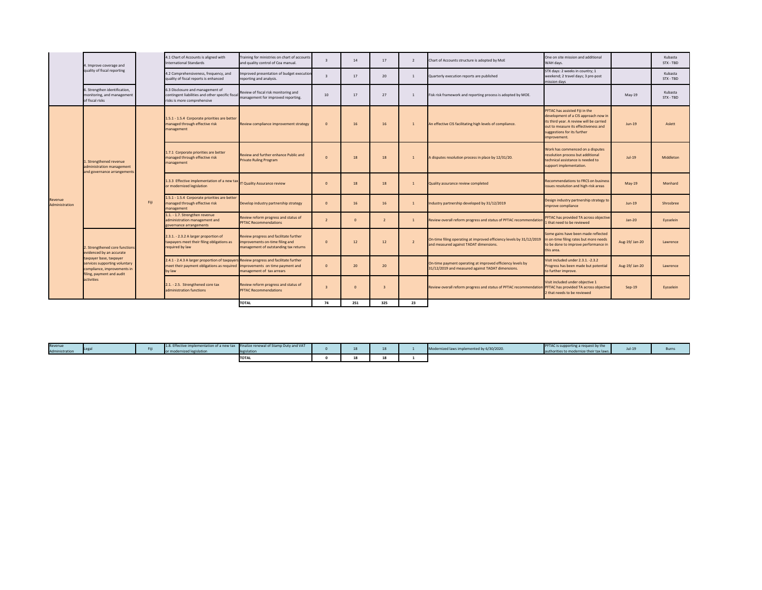| | | | | | | | | | | | | |
|---|---|---|---|---|---|---|---|---|---|---|---|---|
| | 4. Improve coverage and quality of fiscal reporting | | 4.1 Chart of Accounts is aligned with International Standards | Training for ministries on chart of accounts and quality control of Coa manual. | 3 | 14 | 17 | 2 | Chart of Accounts structure is adopted by MoE | One on site mission and additional WAH days. | | Kubasta STX - TBD |
| | | | 4.2 Comprehensiveness, frequency, and quality of fiscal reports is enhanced | Improved presentation of budget execution reporting and analysis. | 3 | 17 | 20 | 1 | Quarterly execution reports are published | STX days: 2 weeks in country; 1 weekend; 2 travel days; 3 pre-post mission days | | Kubasta STX - TBD |
| | 6. Strengthen identification, monitoring, and management of fiscal risks | | 6.3 Disclosure and management of contingent liabilities and other specific fiscal risks is more comprehensive | Review of fiscal risk monitoring and management for improved reporting. | 10 | 17 | 27 | 1 | Fisk risk framework and reporting process is adopted by MOE. | | May-19 | Kubasta STX - TBD |
| Revenue Administration | 1. Strengthened revenue administration management and governance arrangements | Fiji | 1.5.1 - 1.5.4 Corporate priorities are better managed through effective risk management | Review compliance improvement strategy | 0 | 16 | 16 | 1 | An effective CIS facilitating high levels of compliance. | PFTAC has assisted Fiji in the development of a CIS approach now in its third year. A review will be carried out to measure its effectiveness and suggestions for its further improvement. | Jun-19 | Aslett |
| | | | 1.7.1 Corporate priorities are better managed through effective risk management | Review and further enhance Public and Private Ruling Program | 0 | 18 | 18 | 1 | A disputes resolution process in place by 12/31/20. | Work has commenced on a disputes resolution process but additional technical assistance is needed to support implementation. | Jul-19 | Middleton |
| | | | 1.3.3 Effective implementation of a new tax or modernized legislation | IT Quality Assurance review | 0 | 18 | 18 | 1 | Quality assurance review completed | Recommendations to FRCS on business issues resolution and high-risk areas | May-19 | Menhard |
| | | | 1.5.1 - 1.5.4 Corporate priorities are better managed through effective risk management | Develop industry partnership strategy | 0 | 16 | 16 | 1 | Industry partnership developed by 31/12/2019 | Design industry partnership strategy to improve compliance | Jun-19 | Shrosbree |
| | | | 1.1. - 1.7. Strengthen revenue administration management and governance arrangements | Review reform progress and status of PFTAC Recommendations | 2 | 0 | 2 | 1 | Review overall reform progress and status of PFTAC recommendation | PFTAC has provided TA across objective 1 that need to be reviewed | Jan-20 | Eysselein |
| | 2. Strengthened core functions evidenced by an accurate taxpayer base, taxpayer services supporting voluntary compliance, improvements in filing, payment and audit activities | | 2.3.1. - 2.3.2 A larger proportion of taxpayers meet their filing obligations as required by law | Review progress and facilitate further improvements on-time filing and management of outstanding tax returns | 0 | 12 | 12 | 2 | On-time filing operating at improved efficiency levels by 31/12/2019 and measured against TADAT dimensions. | Some gains have been made reflected in on-time filing rates but more needs to be done to improve performance in this area. | Aug-19/ Jan-20 | Lawrence |
| | | | 2.4.1 - 2.4.3 A larger proportion of taxpayers meet their payment obligations as required by law | Review progress and facilitate further improvements on time payment and management of tax arrears | 0 | 20 | 20 | | On-time payment operating at improved efficiency levels by 31/12/2019 and measured against TADAT dimensions. | Visit included under 2.3.1. -2.3.2 Progress has been made but potential to further improve. | Aug-19/ Jan-20 | Lawrence |
| | | | 2.1. - 2.5. Strengthened core tax administration functions | Review reform progress and status of PFTAC Recommendations | 3 | 0 | 3 | | Review overall reform progress and status of PFTAC recommendation | Visit included under objective 1 PFTAC has provided TA across objective 2 that needs to be reviewed | Sep-19 | Eysselein |
| | | | | **TOTAL** | **74** | **251** | **325** | **23** | | | | |

| | | | | | | | | | | | | |
|---|---|---|---|---|---|---|---|---|---|---|---|---|
| Revenue Administration | Legal | Fiji | 1.8. Effective implementation of a new tax or modernized legislation | Finalize renewal of Stamp Duty and VAT legislation | 0 | 18 | 18 | 1 | Modernized laws implemented by 6/30/2020. | PFTAC is supporting a request by the authorities to modernize their tax laws. | Jul-19 | Burns |
| | | | | **TOTAL** | **0** | **18** | **18** | **1** | | | | |